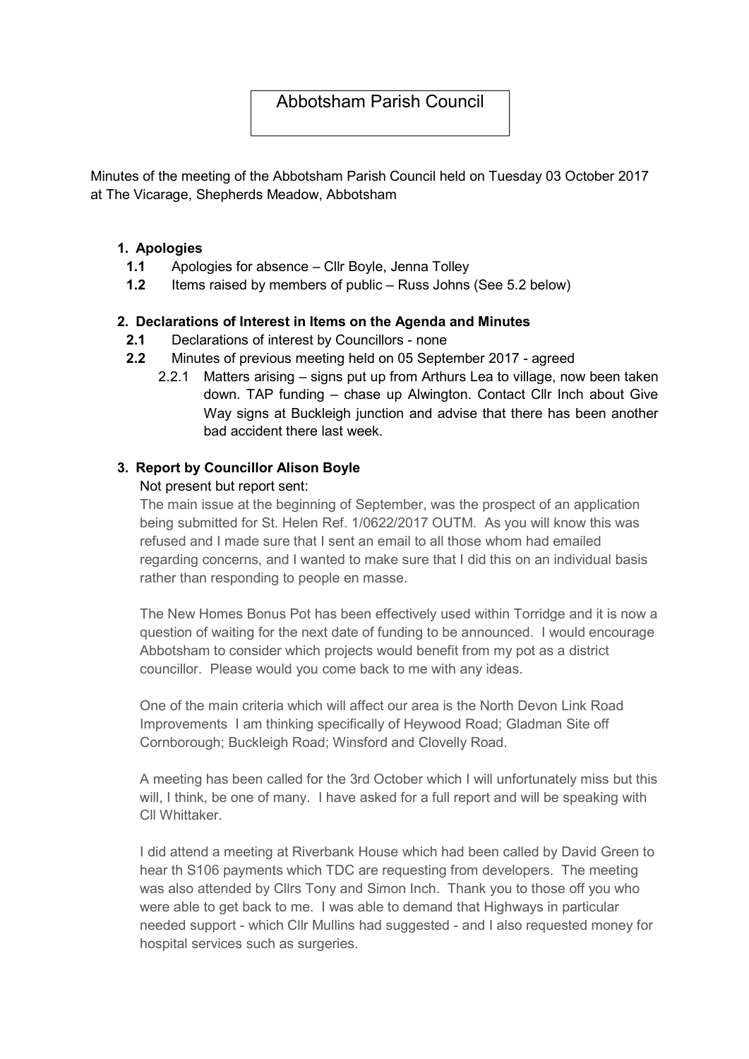# Abbotsham Parish Council

Minutes of the meeting of the Abbotsham Parish Council held on Tuesday 03 October 2017 at The Vicarage, Shepherds Meadow, Abbotsham

## 1. Apologies

**1.1** Apologies for absence – Cllr Boyle, Jenna Tolley

**1.2** Items raised by members of public – Russ Johns (See 5.2 below)

## 2. Declarations of Interest in Items on the Agenda and Minutes

**2.1** Declarations of interest by Councillors - none

**2.2** Minutes of previous meeting held on 05 September 2017 - agreed

2.2.1 Matters arising – signs put up from Arthurs Lea to village, now been taken down. TAP funding – chase up Alwington. Contact Cllr Inch about Give Way signs at Buckleigh junction and advise that there has been another bad accident there last week.

## 3. Report by Councillor Alison Boyle

Not present but report sent:

The main issue at the beginning of September, was the prospect of an application being submitted for St. Helen Ref. 1/0622/2017 OUTM. As you will know this was refused and I made sure that I sent an email to all those whom had emailed regarding concerns, and I wanted to make sure that I did this on an individual basis rather than responding to people en masse.

The New Homes Bonus Pot has been effectively used within Torridge and it is now a question of waiting for the next date of funding to be announced. I would encourage Abbotsham to consider which projects would benefit from my pot as a district councillor. Please would you come back to me with any ideas.

One of the main criteria which will affect our area is the North Devon Link Road Improvements I am thinking specifically of Heywood Road; Gladman Site off Cornborough; Buckleigh Road; Winsford and Clovelly Road.

A meeting has been called for the 3rd October which I will unfortunately miss but this will, I think, be one of many. I have asked for a full report and will be speaking with Cll Whittaker.

I did attend a meeting at Riverbank House which had been called by David Green to hear th S106 payments which TDC are requesting from developers. The meeting was also attended by Cllrs Tony and Simon Inch. Thank you to those off you who were able to get back to me. I was able to demand that Highways in particular needed support - which Cllr Mullins had suggested - and I also requested money for hospital services such as surgeries.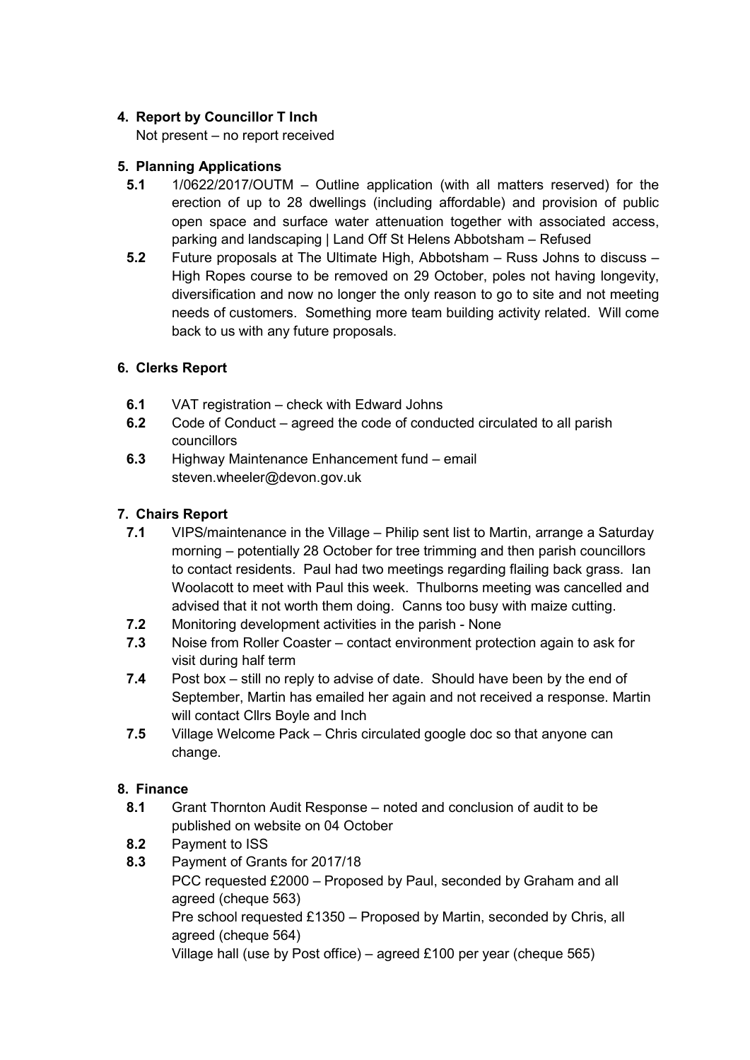**4. Report by Councillor T Inch**

Not present – no report received

**5. Planning Applications**

**5.1** 1/0622/2017/OUTM – Outline application (with all matters reserved) for the erection of up to 28 dwellings (including affordable) and provision of public open space and surface water attenuation together with associated access, parking and landscaping | Land Off St Helens Abbotsham – Refused

**5.2** Future proposals at The Ultimate High, Abbotsham – Russ Johns to discuss – High Ropes course to be removed on 29 October, poles not having longevity, diversification and now no longer the only reason to go to site and not meeting needs of customers. Something more team building activity related. Will come back to us with any future proposals.

**6. Clerks Report**

**6.1** VAT registration – check with Edward Johns

**6.2** Code of Conduct – agreed the code of conducted circulated to all parish councillors

**6.3** Highway Maintenance Enhancement fund – email steven.wheeler@devon.gov.uk

**7. Chairs Report**

**7.1** VIPS/maintenance in the Village – Philip sent list to Martin, arrange a Saturday morning – potentially 28 October for tree trimming and then parish councillors to contact residents. Paul had two meetings regarding flailing back grass. Ian Woolacott to meet with Paul this week. Thulborns meeting was cancelled and advised that it not worth them doing. Canns too busy with maize cutting.

**7.2** Monitoring development activities in the parish - None

**7.3** Noise from Roller Coaster – contact environment protection again to ask for visit during half term

**7.4** Post box – still no reply to advise of date. Should have been by the end of September, Martin has emailed her again and not received a response. Martin will contact Cllrs Boyle and Inch

**7.5** Village Welcome Pack – Chris circulated google doc so that anyone can change.

**8. Finance**

**8.1** Grant Thornton Audit Response – noted and conclusion of audit to be published on website on 04 October

**8.2** Payment to ISS

**8.3** Payment of Grants for 2017/18

PCC requested £2000 – Proposed by Paul, seconded by Graham and all agreed (cheque 563)

Pre school requested £1350 – Proposed by Martin, seconded by Chris, all agreed (cheque 564)

Village hall (use by Post office) – agreed £100 per year (cheque 565)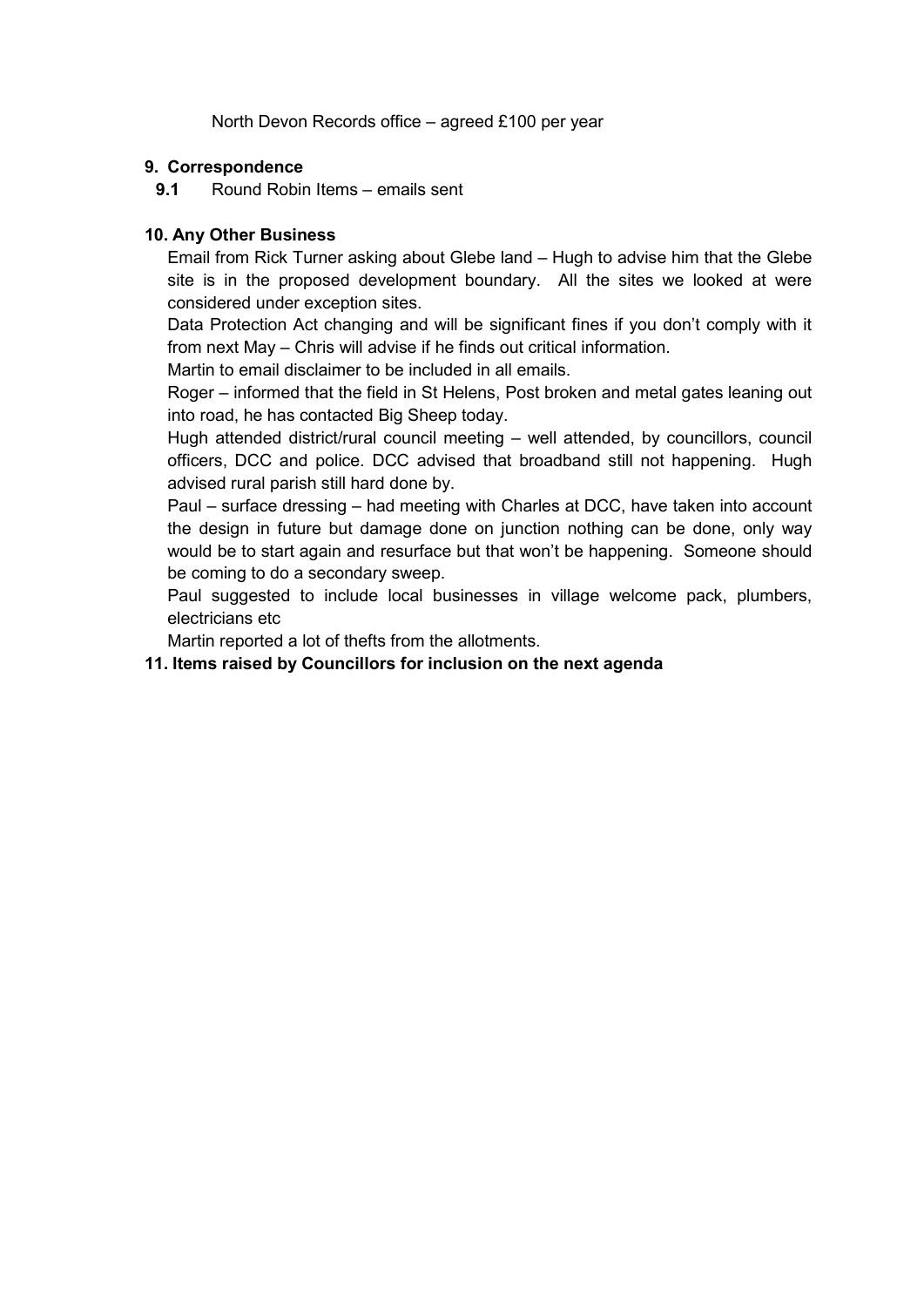North Devon Records office – agreed £100 per year

**9. Correspondence**

**9.1** Round Robin Items – emails sent

**10. Any Other Business**

Email from Rick Turner asking about Glebe land – Hugh to advise him that the Glebe site is in the proposed development boundary. All the sites we looked at were considered under exception sites.

Data Protection Act changing and will be significant fines if you don't comply with it from next May – Chris will advise if he finds out critical information.

Martin to email disclaimer to be included in all emails.

Roger – informed that the field in St Helens, Post broken and metal gates leaning out into road, he has contacted Big Sheep today.

Hugh attended district/rural council meeting – well attended, by councillors, council officers, DCC and police. DCC advised that broadband still not happening. Hugh advised rural parish still hard done by.

Paul – surface dressing – had meeting with Charles at DCC, have taken into account the design in future but damage done on junction nothing can be done, only way would be to start again and resurface but that won't be happening. Someone should be coming to do a secondary sweep.

Paul suggested to include local businesses in village welcome pack, plumbers, electricians etc

Martin reported a lot of thefts from the allotments.

**11. Items raised by Councillors for inclusion on the next agenda**